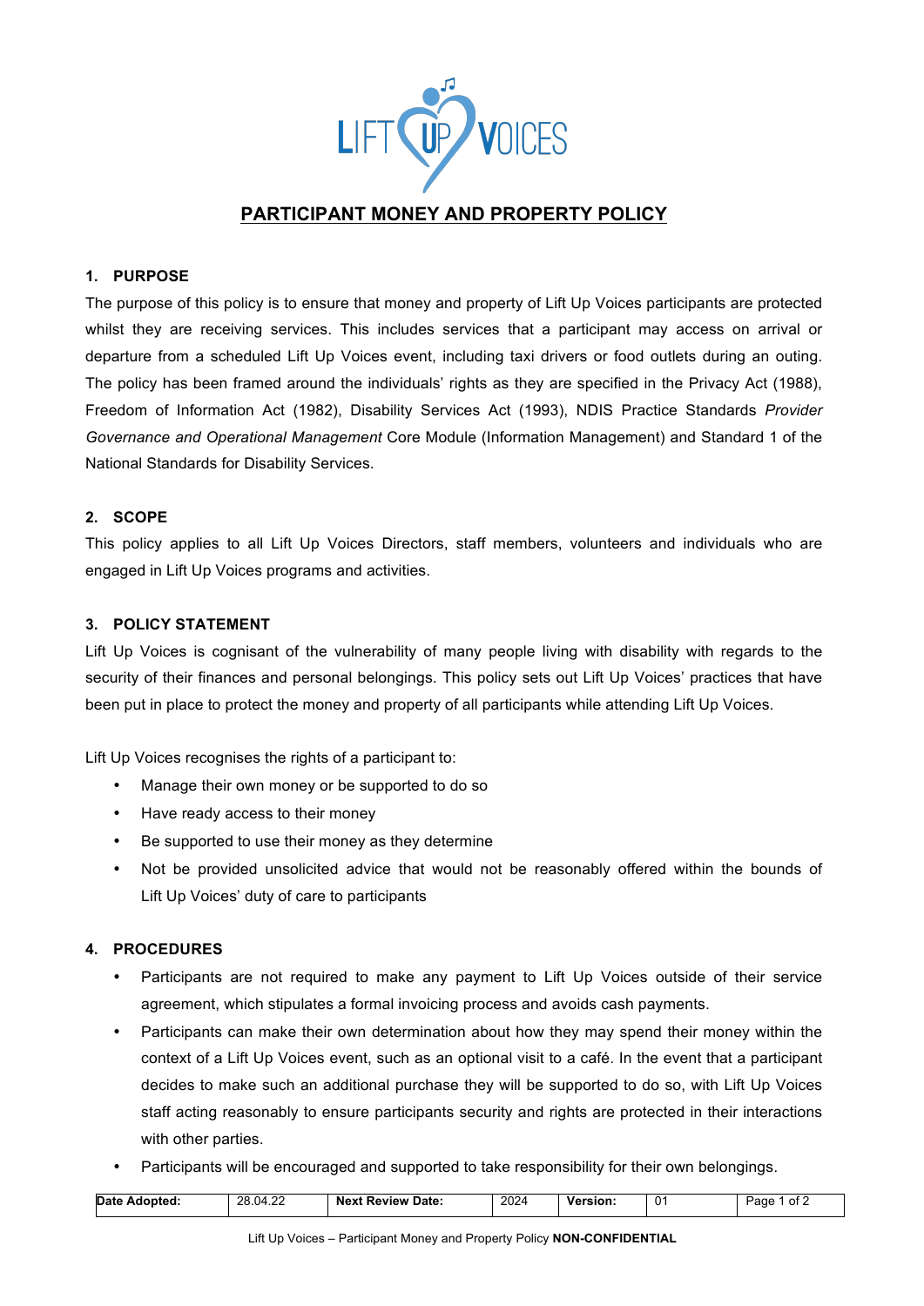# PARTICIPANT MONEY AND PROPERTY POLICY

## 1. PURPOSE

The purpose of this policy is to ensure that money and property of Lift Up Voices participants are protected whilst they are receiving services. This includes services that a participant may access on arrival or departure from a scheduled Lift Up Voices event, including taxi drivers or food outlets during an outing. The policy has been framed around the individuals' rights as they are specified in the Privacy Act (1988), Freedom of Information Act (1982), Disability Services Act (1993), NDIS Practice Standards *Provider Governance and Operational Management* Core Module (Information Management) and Standard 1 of the National Standards for Disability Services.

## 2. SCOPE

This policy applies to all Lift Up Voices Directors, staff members, volunteers and individuals who are engaged in Lift Up Voices programs and activities.

## 3. POLICY STATEMENT

Lift Up Voices is cognisant of the vulnerability of many people living with disability with regards to the security of their finances and personal belongings. This policy sets out Lift Up Voices' practices that have been put in place to protect the money and property of all participants while attending Lift Up Voices.

Lift Up Voices recognises the rights of a participant to:

- Manage their own money or be supported to do so
- Have ready access to their money
- Be supported to use their money as they determine
- Not be provided unsolicited advice that would not be reasonably offered within the bounds of Lift Up Voices' duty of care to participants

## 4. PROCEDURES

- Participants are not required to make any payment to Lift Up Voices outside of their service agreement, which stipulates a formal invoicing process and avoids cash payments.
- Participants can make their own determination about how they may spend their money within the context of a Lift Up Voices event, such as an optional visit to a café. In the event that a participant decides to make such an additional purchase they will be supported to do so, with Lift Up Voices staff acting reasonably to ensure participants security and rights are protected in their interactions with other parties.
- Participants will be encouraged and supported to take responsibility for their own belongings.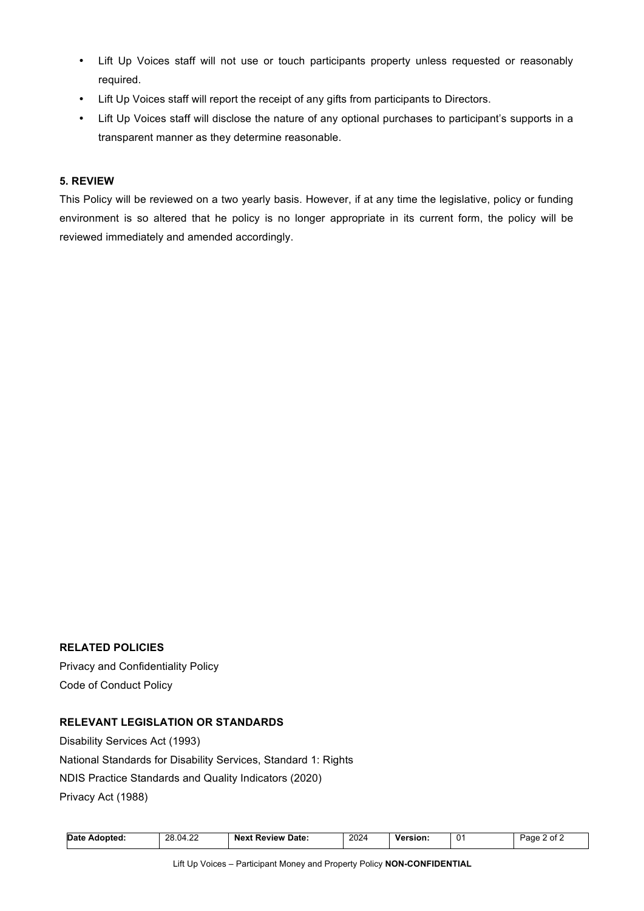- Lift Up Voices staff will not use or touch participants property unless requested or reasonably required.
- Lift Up Voices staff will report the receipt of any gifts from participants to Directors.
- Lift Up Voices staff will disclose the nature of any optional purchases to participant's supports in a transparent manner as they determine reasonable.

### 5. REVIEW

This Policy will be reviewed on a two yearly basis. However, if at any time the legislative, policy or funding environment is so altered that he policy is no longer appropriate in its current form, the policy will be reviewed immediately and amended accordingly.

### RELATED POLICIES

Privacy and Confidentiality Policy
Code of Conduct Policy

### RELEVANT LEGISLATION OR STANDARDS

Disability Services Act (1993)
National Standards for Disability Services, Standard 1: Rights
NDIS Practice Standards and Quality Indicators (2020)
Privacy Act (1988)

| | | | | | |
|---|---|---|---|---|---|
| **Date Adopted:** | 28.04.22 | **Next Review Date:** | 2024 | **Version:** | 01 |